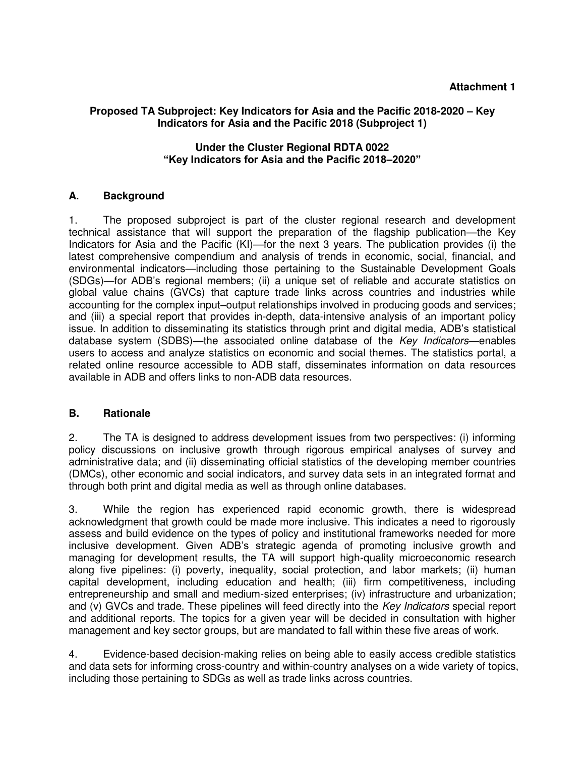**Attachment 1**

**Proposed TA Subproject: Key Indicators for Asia and the Pacific 2018-2020 – Key Indicators for Asia and the Pacific 2018 (Subproject 1)**

**Under the Cluster Regional RDTA 0022**
**"Key Indicators for Asia and the Pacific 2018–2020"**

## A. Background

1. The proposed subproject is part of the cluster regional research and development technical assistance that will support the preparation of the flagship publication—the Key Indicators for Asia and the Pacific (KI)—for the next 3 years. The publication provides (i) the latest comprehensive compendium and analysis of trends in economic, social, financial, and environmental indicators—including those pertaining to the Sustainable Development Goals (SDGs)—for ADB's regional members; (ii) a unique set of reliable and accurate statistics on global value chains (GVCs) that capture trade links across countries and industries while accounting for the complex input–output relationships involved in producing goods and services; and (iii) a special report that provides in-depth, data-intensive analysis of an important policy issue. In addition to disseminating its statistics through print and digital media, ADB's statistical database system (SDBS)—the associated online database of the *Key Indicators*—enables users to access and analyze statistics on economic and social themes. The statistics portal, a related online resource accessible to ADB staff, disseminates information on data resources available in ADB and offers links to non-ADB data resources.

## B. Rationale

2. The TA is designed to address development issues from two perspectives: (i) informing policy discussions on inclusive growth through rigorous empirical analyses of survey and administrative data; and (ii) disseminating official statistics of the developing member countries (DMCs), other economic and social indicators, and survey data sets in an integrated format and through both print and digital media as well as through online databases.

3. While the region has experienced rapid economic growth, there is widespread acknowledgment that growth could be made more inclusive. This indicates a need to rigorously assess and build evidence on the types of policy and institutional frameworks needed for more inclusive development. Given ADB's strategic agenda of promoting inclusive growth and managing for development results, the TA will support high-quality microeconomic research along five pipelines: (i) poverty, inequality, social protection, and labor markets; (ii) human capital development, including education and health; (iii) firm competitiveness, including entrepreneurship and small and medium-sized enterprises; (iv) infrastructure and urbanization; and (v) GVCs and trade. These pipelines will feed directly into the *Key Indicators* special report and additional reports. The topics for a given year will be decided in consultation with higher management and key sector groups, but are mandated to fall within these five areas of work.

4. Evidence-based decision-making relies on being able to easily access credible statistics and data sets for informing cross-country and within-country analyses on a wide variety of topics, including those pertaining to SDGs as well as trade links across countries.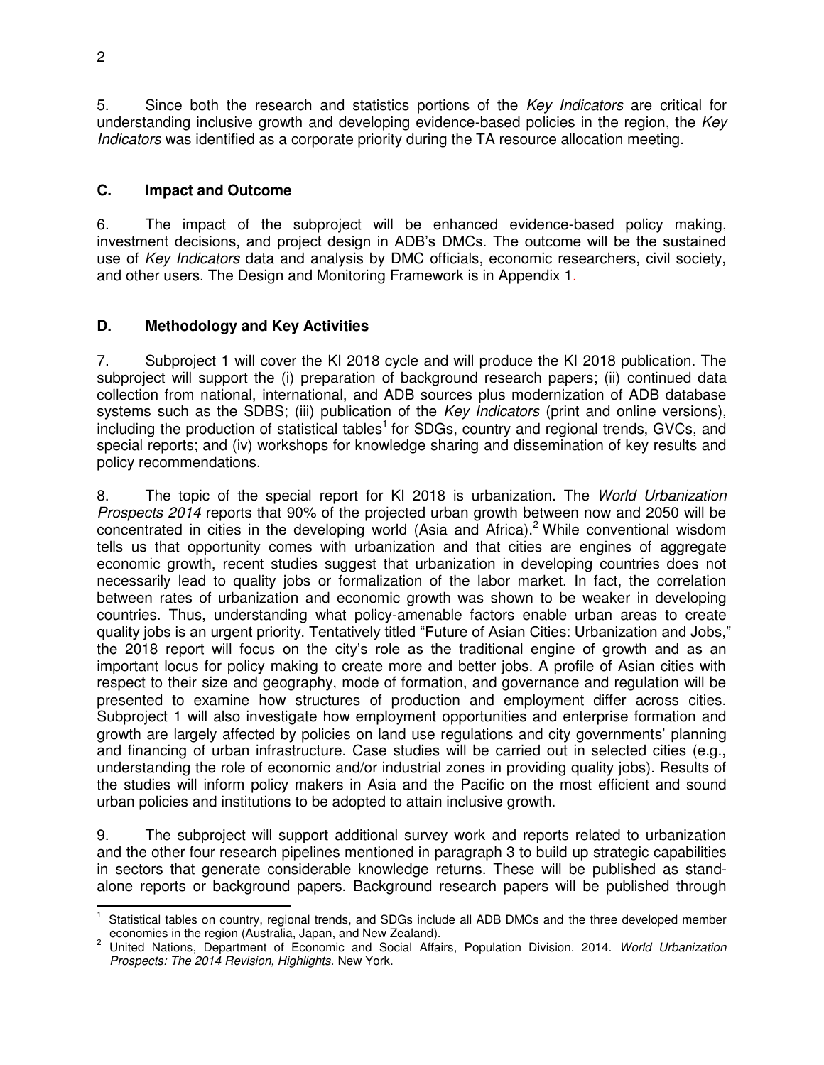5. Since both the research and statistics portions of the *Key Indicators* are critical for understanding inclusive growth and developing evidence-based policies in the region, the *Key Indicators* was identified as a corporate priority during the TA resource allocation meeting.

### C. Impact and Outcome

6. The impact of the subproject will be enhanced evidence-based policy making, investment decisions, and project design in ADB's DMCs. The outcome will be the sustained use of *Key Indicators* data and analysis by DMC officials, economic researchers, civil society, and other users. The Design and Monitoring Framework is in Appendix 1.

### D. Methodology and Key Activities

7. Subproject 1 will cover the KI 2018 cycle and will produce the KI 2018 publication. The subproject will support the (i) preparation of background research papers; (ii) continued data collection from national, international, and ADB sources plus modernization of ADB database systems such as the SDBS; (iii) publication of the *Key Indicators* (print and online versions), including the production of statistical tables[1] for SDGs, country and regional trends, GVCs, and special reports; and (iv) workshops for knowledge sharing and dissemination of key results and policy recommendations.

8. The topic of the special report for KI 2018 is urbanization. The *World Urbanization Prospects 2014* reports that 90% of the projected urban growth between now and 2050 will be concentrated in cities in the developing world (Asia and Africa).[2] While conventional wisdom tells us that opportunity comes with urbanization and that cities are engines of aggregate economic growth, recent studies suggest that urbanization in developing countries does not necessarily lead to quality jobs or formalization of the labor market. In fact, the correlation between rates of urbanization and economic growth was shown to be weaker in developing countries. Thus, understanding what policy-amenable factors enable urban areas to create quality jobs is an urgent priority. Tentatively titled "Future of Asian Cities: Urbanization and Jobs," the 2018 report will focus on the city's role as the traditional engine of growth and as an important locus for policy making to create more and better jobs. A profile of Asian cities with respect to their size and geography, mode of formation, and governance and regulation will be presented to examine how structures of production and employment differ across cities. Subproject 1 will also investigate how employment opportunities and enterprise formation and growth are largely affected by policies on land use regulations and city governments' planning and financing of urban infrastructure. Case studies will be carried out in selected cities (e.g., understanding the role of economic and/or industrial zones in providing quality jobs). Results of the studies will inform policy makers in Asia and the Pacific on the most efficient and sound urban policies and institutions to be adopted to attain inclusive growth.

9. The subproject will support additional survey work and reports related to urbanization and the other four research pipelines mentioned in paragraph 3 to build up strategic capabilities in sectors that generate considerable knowledge returns. These will be published as stand-alone reports or background papers. Background research papers will be published through

---

[1] Statistical tables on country, regional trends, and SDGs include all ADB DMCs and the three developed member economies in the region (Australia, Japan, and New Zealand).

[2] United Nations, Department of Economic and Social Affairs, Population Division. 2014. *World Urbanization Prospects: The 2014 Revision, Highlights.* New York.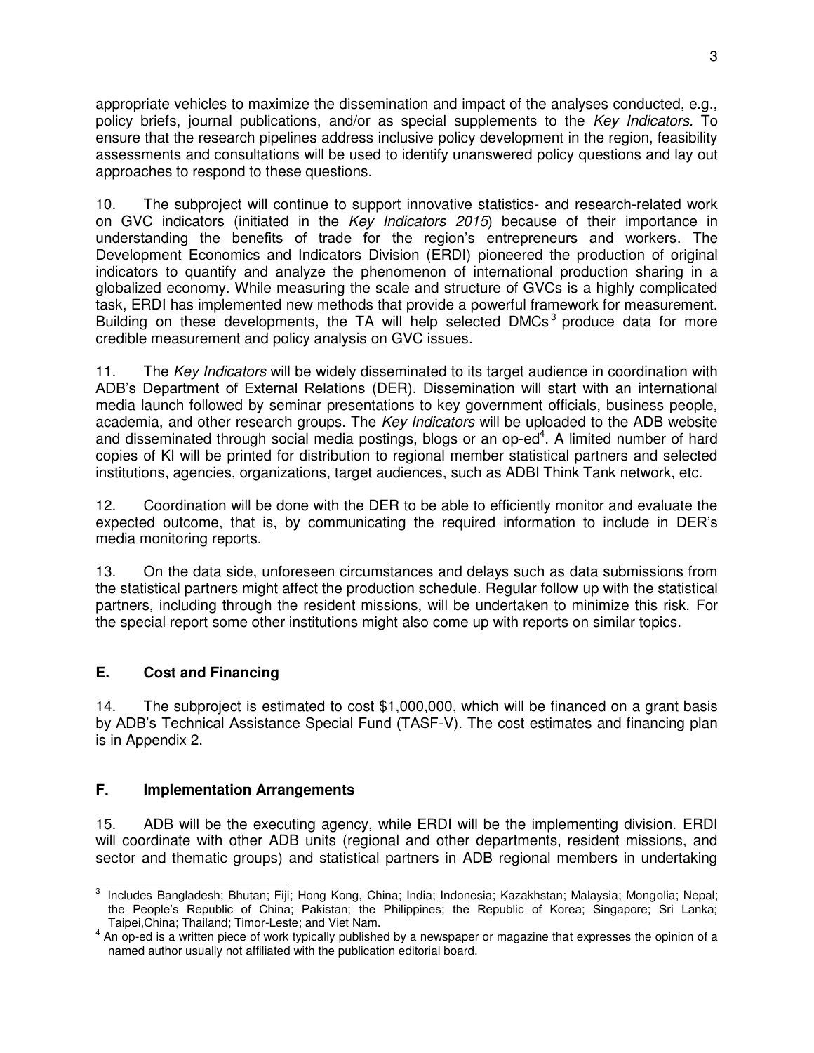appropriate vehicles to maximize the dissemination and impact of the analyses conducted, e.g., policy briefs, journal publications, and/or as special supplements to the *Key Indicators*. To ensure that the research pipelines address inclusive policy development in the region, feasibility assessments and consultations will be used to identify unanswered policy questions and lay out approaches to respond to these questions.

10. The subproject will continue to support innovative statistics- and research-related work on GVC indicators (initiated in the *Key Indicators 2015*) because of their importance in understanding the benefits of trade for the region's entrepreneurs and workers. The Development Economics and Indicators Division (ERDI) pioneered the production of original indicators to quantify and analyze the phenomenon of international production sharing in a globalized economy. While measuring the scale and structure of GVCs is a highly complicated task, ERDI has implemented new methods that provide a powerful framework for measurement. Building on these developments, the TA will help selected DMCs[3] produce data for more credible measurement and policy analysis on GVC issues.

11. The *Key Indicators* will be widely disseminated to its target audience in coordination with ADB's Department of External Relations (DER). Dissemination will start with an international media launch followed by seminar presentations to key government officials, business people, academia, and other research groups. The *Key Indicators* will be uploaded to the ADB website and disseminated through social media postings, blogs or an op-ed[4]. A limited number of hard copies of KI will be printed for distribution to regional member statistical partners and selected institutions, agencies, organizations, target audiences, such as ADBI Think Tank network, etc.

12. Coordination will be done with the DER to be able to efficiently monitor and evaluate the expected outcome, that is, by communicating the required information to include in DER's media monitoring reports.

13. On the data side, unforeseen circumstances and delays such as data submissions from the statistical partners might affect the production schedule. Regular follow up with the statistical partners, including through the resident missions, will be undertaken to minimize this risk. For the special report some other institutions might also come up with reports on similar topics.

## E. Cost and Financing

14. The subproject is estimated to cost $1,000,000, which will be financed on a grant basis by ADB's Technical Assistance Special Fund (TASF-V). The cost estimates and financing plan is in Appendix 2.

## F. Implementation Arrangements

15. ADB will be the executing agency, while ERDI will be the implementing division. ERDI will coordinate with other ADB units (regional and other departments, resident missions, and sector and thematic groups) and statistical partners in ADB regional members in undertaking

---

[3] Includes Bangladesh; Bhutan; Fiji; Hong Kong, China; India; Indonesia; Kazakhstan; Malaysia; Mongolia; Nepal; the People's Republic of China; Pakistan; the Philippines; the Republic of Korea; Singapore; Sri Lanka; Taipei,China; Thailand; Timor-Leste; and Viet Nam.

[4] An op-ed is a written piece of work typically published by a newspaper or magazine that expresses the opinion of a named author usually not affiliated with the publication editorial board.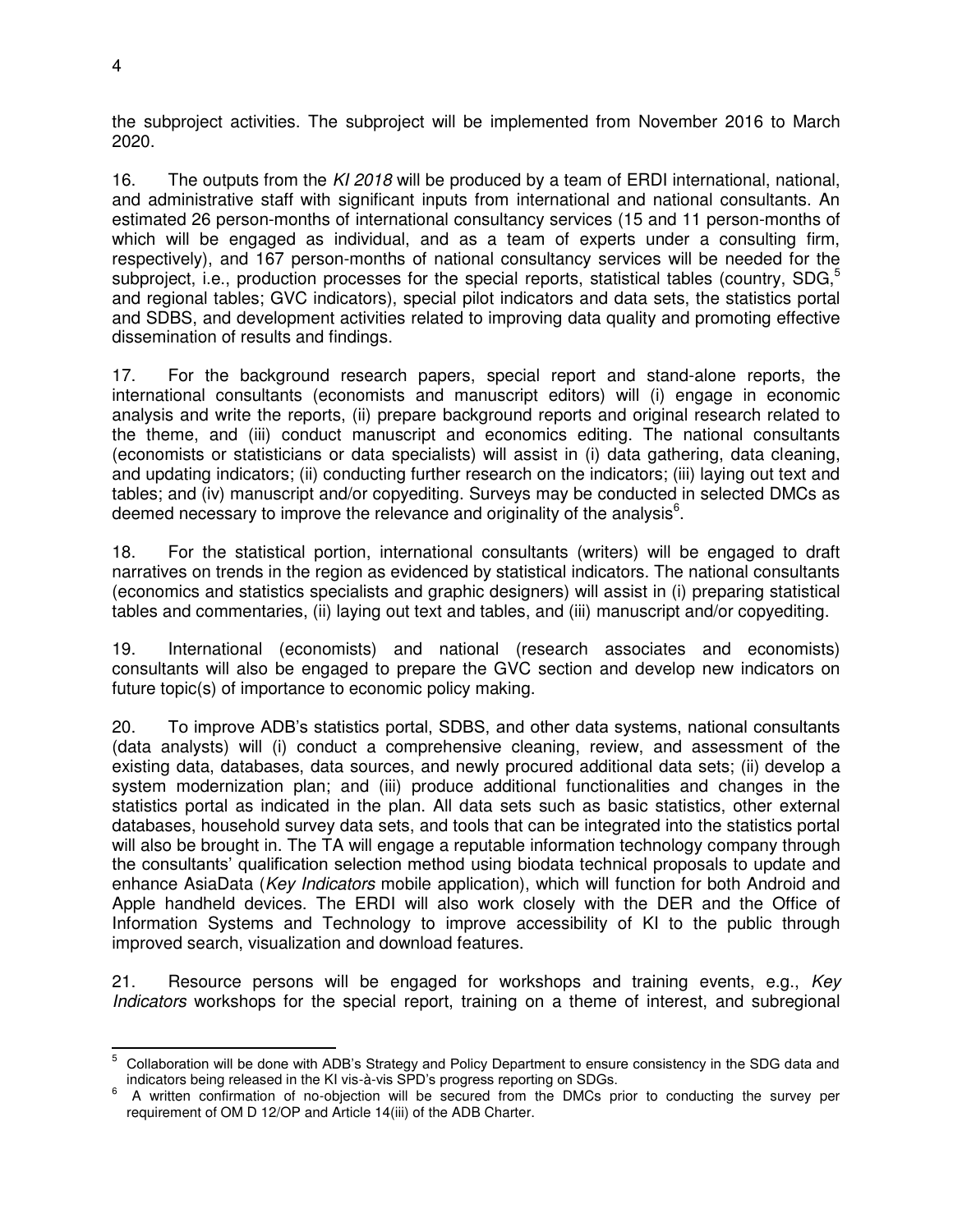the subproject activities. The subproject will be implemented from November 2016 to March 2020.

16. The outputs from the *KI 2018* will be produced by a team of ERDI international, national, and administrative staff with significant inputs from international and national consultants. An estimated 26 person-months of international consultancy services (15 and 11 person-months of which will be engaged as individual, and as a team of experts under a consulting firm, respectively), and 167 person-months of national consultancy services will be needed for the subproject, i.e., production processes for the special reports, statistical tables (country, SDG,[5] and regional tables; GVC indicators), special pilot indicators and data sets, the statistics portal and SDBS, and development activities related to improving data quality and promoting effective dissemination of results and findings.

17. For the background research papers, special report and stand-alone reports, the international consultants (economists and manuscript editors) will (i) engage in economic analysis and write the reports, (ii) prepare background reports and original research related to the theme, and (iii) conduct manuscript and economics editing. The national consultants (economists or statisticians or data specialists) will assist in (i) data gathering, data cleaning, and updating indicators; (ii) conducting further research on the indicators; (iii) laying out text and tables; and (iv) manuscript and/or copyediting. Surveys may be conducted in selected DMCs as deemed necessary to improve the relevance and originality of the analysis[6].

18. For the statistical portion, international consultants (writers) will be engaged to draft narratives on trends in the region as evidenced by statistical indicators. The national consultants (economics and statistics specialists and graphic designers) will assist in (i) preparing statistical tables and commentaries, (ii) laying out text and tables, and (iii) manuscript and/or copyediting.

19. International (economists) and national (research associates and economists) consultants will also be engaged to prepare the GVC section and develop new indicators on future topic(s) of importance to economic policy making.

20. To improve ADB's statistics portal, SDBS, and other data systems, national consultants (data analysts) will (i) conduct a comprehensive cleaning, review, and assessment of the existing data, databases, data sources, and newly procured additional data sets; (ii) develop a system modernization plan; and (iii) produce additional functionalities and changes in the statistics portal as indicated in the plan. All data sets such as basic statistics, other external databases, household survey data sets, and tools that can be integrated into the statistics portal will also be brought in. The TA will engage a reputable information technology company through the consultants' qualification selection method using biodata technical proposals to update and enhance AsiaData (*Key Indicators* mobile application), which will function for both Android and Apple handheld devices. The ERDI will also work closely with the DER and the Office of Information Systems and Technology to improve accessibility of KI to the public through improved search, visualization and download features.

21. Resource persons will be engaged for workshops and training events, e.g., *Key Indicators* workshops for the special report, training on a theme of interest, and subregional

---

[5] Collaboration will be done with ADB's Strategy and Policy Department to ensure consistency in the SDG data and indicators being released in the KI vis-à-vis SPD's progress reporting on SDGs.

[6] A written confirmation of no-objection will be secured from the DMCs prior to conducting the survey per requirement of OM D 12/OP and Article 14(iii) of the ADB Charter.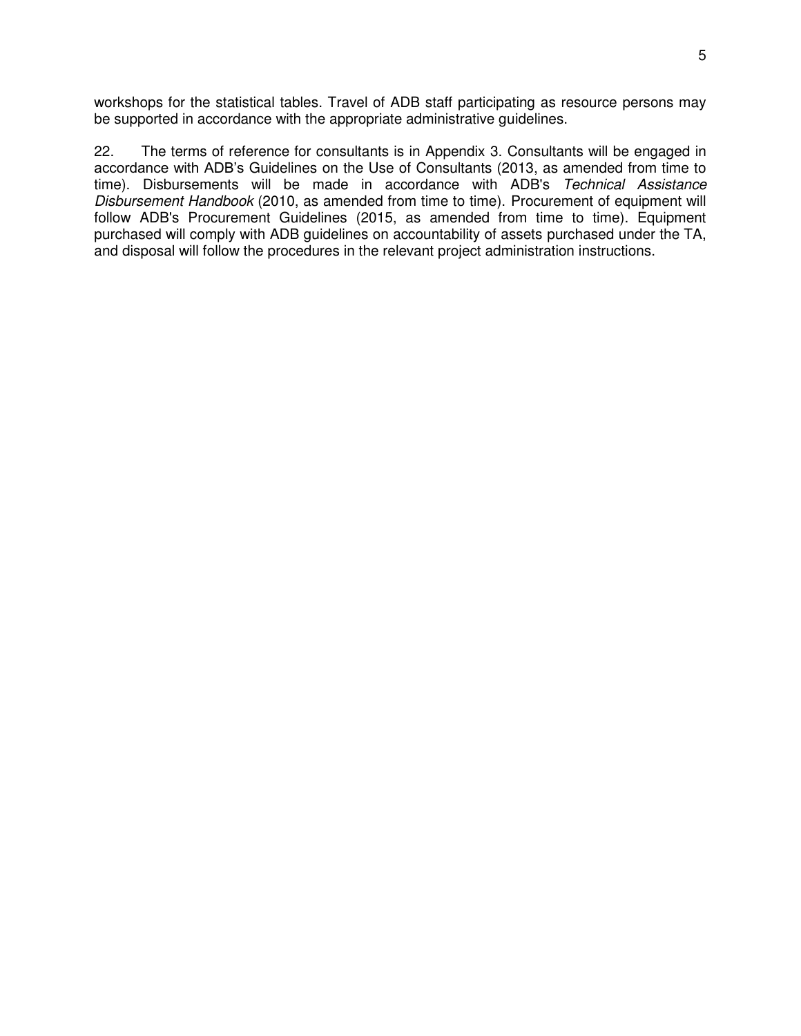workshops for the statistical tables. Travel of ADB staff participating as resource persons may be supported in accordance with the appropriate administrative guidelines.

22. The terms of reference for consultants is in Appendix 3. Consultants will be engaged in accordance with ADB's Guidelines on the Use of Consultants (2013, as amended from time to time). Disbursements will be made in accordance with ADB's *Technical Assistance Disbursement Handbook* (2010, as amended from time to time). Procurement of equipment will follow ADB's Procurement Guidelines (2015, as amended from time to time). Equipment purchased will comply with ADB guidelines on accountability of assets purchased under the TA, and disposal will follow the procedures in the relevant project administration instructions.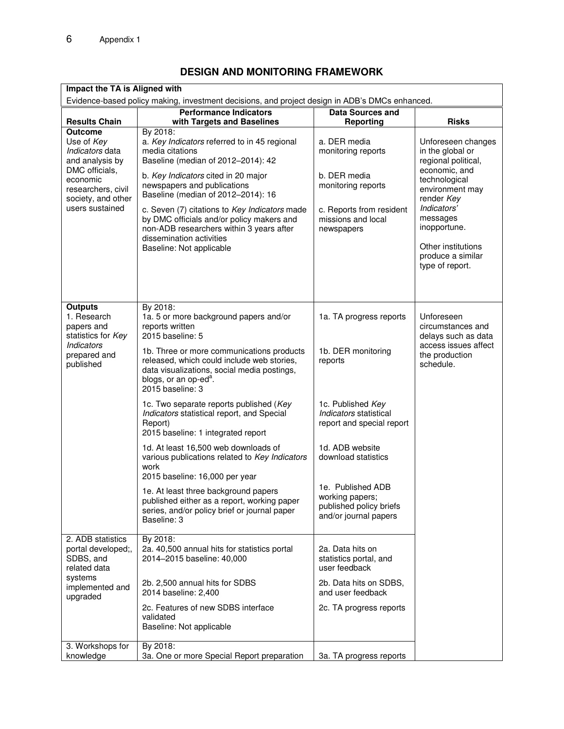## DESIGN AND MONITORING FRAMEWORK

| Impact the TA is Aligned with | | | |
|---|---|---|---|
| Evidence-based policy making, investment decisions, and project design in ADB's DMCs enhanced. | | | |
| **Results Chain** | **Performance Indicators with Targets and Baselines** | **Data Sources and Reporting** | **Risks** |
| **Outcome**<br>Use of *Key Indicators* data and analysis by DMC officials, economic researchers, civil society, and other users sustained | By 2018:<br>a. *Key Indicators* referred to in 45 regional media citations<br>Baseline (median of 2012–2014): 42<br><br>b. *Key Indicators* cited in 20 major newspapers and publications<br>Baseline (median of 2012–2014): 16<br><br>c. Seven (7) citations to *Key Indicators* made by DMC officials and/or policy makers and non-ADB researchers within 3 years after dissemination activities<br>Baseline: Not applicable | a. DER media monitoring reports<br><br>b. DER media monitoring reports<br><br>c. Reports from resident missions and local newspapers | Unforeseen changes in the global or regional political, economic, and technological environment may render *Key Indicators'* messages inopportune.<br><br>Other institutions produce a similar type of report. |
| **Outputs**<br>1. Research papers and statistics for *Key Indicators* prepared and published | By 2018:<br>1a. 5 or more background papers and/or reports written<br>2015 baseline: 5<br><br>1b. Three or more communications products released, which could include web stories, data visualizations, social media postings, blogs, or an op-ed[a].<br>2015 baseline: 3<br><br>1c. Two separate reports published (*Key Indicators* statistical report, and Special Report)<br>2015 baseline: 1 integrated report<br><br>1d. At least 16,500 web downloads of various publications related to *Key Indicators* work<br>2015 baseline: 16,000 per year<br><br>1e. At least three background papers published either as a report, working paper series, and/or policy brief or journal paper<br>Baseline: 3 | 1a. TA progress reports<br><br>1b. DER monitoring reports<br><br>1c. Published *Key Indicators* statistical report and special report<br><br>1d. ADB website download statistics<br><br>1e. Published ADB working papers; published policy briefs and/or journal papers | Unforeseen circumstances and delays such as data access issues affect the production schedule. |
| 2. ADB statistics portal developed;, SDBS, and related data systems implemented and upgraded | By 2018:<br>2a. 40,500 annual hits for statistics portal<br>2014–2015 baseline: 40,000<br><br>2b. 2,500 annual hits for SDBS<br>2014 baseline: 2,400<br><br>2c. Features of new SDBS interface validated<br>Baseline: Not applicable | 2a. Data hits on statistics portal, and user feedback<br><br>2b. Data hits on SDBS, and user feedback<br><br>2c. TA progress reports | |
| 3. Workshops for knowledge | By 2018:<br>3a. One or more Special Report preparation | 3a. TA progress reports | |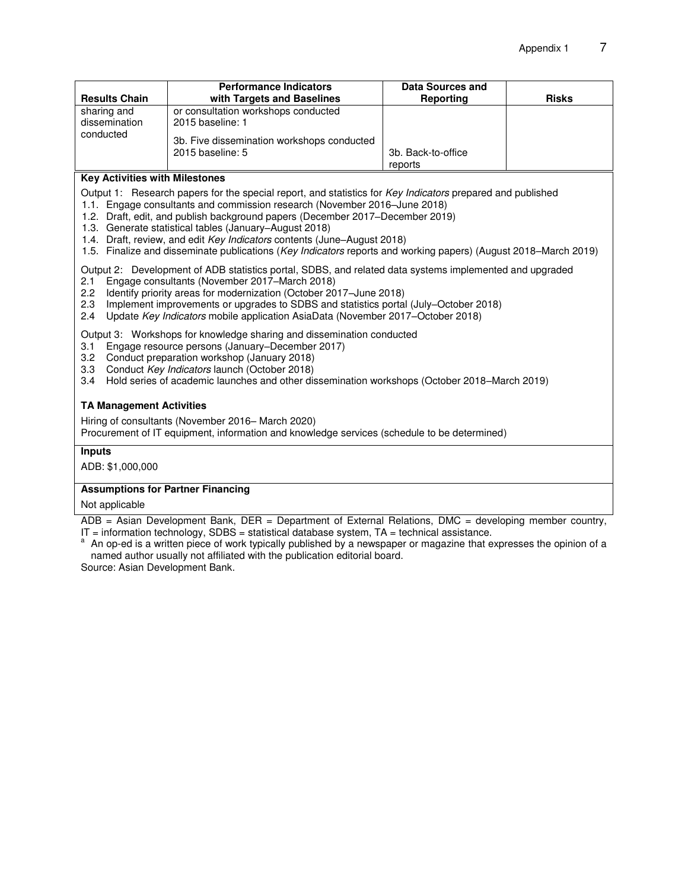| Results Chain | Performance Indicators with Targets and Baselines | Data Sources and Reporting | Risks |
|---|---|---|---|
| sharing and dissemination conducted | or consultation workshops conducted<br>2015 baseline: 1<br><br>3b. Five dissemination workshops conducted<br>2015 baseline: 5 | <br><br><br>3b. Back-to-office reports | |

**Key Activities with Milestones**

Output 1: Research papers for the special report, and statistics for *Key Indicators* prepared and published

1.1. Engage consultants and commission research (November 2016–June 2018)
1.2. Draft, edit, and publish background papers (December 2017–December 2019)
1.3. Generate statistical tables (January–August 2018)
1.4. Draft, review, and edit *Key Indicators* contents (June–August 2018)
1.5. Finalize and disseminate publications (*Key Indicators* reports and working papers) (August 2018–March 2019)

Output 2: Development of ADB statistics portal, SDBS, and related data systems implemented and upgraded

2.1 Engage consultants (November 2017–March 2018)
2.2 Identify priority areas for modernization (October 2017–June 2018)
2.3 Implement improvements or upgrades to SDBS and statistics portal (July–October 2018)
2.4 Update *Key Indicators* mobile application AsiaData (November 2017–October 2018)

Output 3: Workshops for knowledge sharing and dissemination conducted

3.1 Engage resource persons (January–December 2017)
3.2 Conduct preparation workshop (January 2018)
3.3 Conduct *Key Indicators* launch (October 2018)
3.4 Hold series of academic launches and other dissemination workshops (October 2018–March 2019)

**TA Management Activities**

Hiring of consultants (November 2016– March 2020)
Procurement of IT equipment, information and knowledge services (schedule to be determined)

**Inputs**

ADB: $1,000,000

**Assumptions for Partner Financing**

Not applicable

ADB = Asian Development Bank, DER = Department of External Relations, DMC = developing member country, IT = information technology, SDBS = statistical database system, TA = technical assistance.

[a] An op-ed is a written piece of work typically published by a newspaper or magazine that expresses the opinion of a named author usually not affiliated with the publication editorial board.

Source: Asian Development Bank.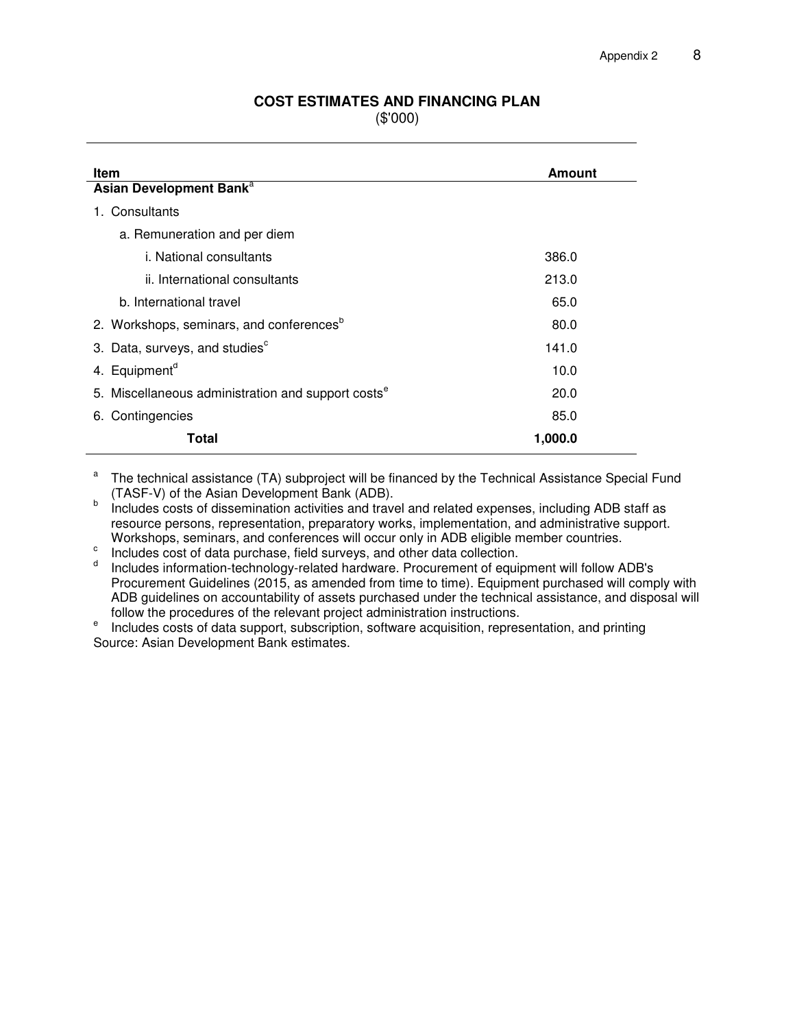## COST ESTIMATES AND FINANCING PLAN

($'000)

| Item | Amount |
|---|---|
| **Asian Development Bank**[a] | |
| 1. Consultants | |
| a. Remuneration and per diem | |
| i. National consultants | 386.0 |
| ii. International consultants | 213.0 |
| b. International travel | 65.0 |
| 2. Workshops, seminars, and conferences[b] | 80.0 |
| 3. Data, surveys, and studies[c] | 141.0 |
| 4. Equipment[d] | 10.0 |
| 5. Miscellaneous administration and support costs[e] | 20.0 |
| 6. Contingencies | 85.0 |
| **Total** | **1,000.0** |

[a] The technical assistance (TA) subproject will be financed by the Technical Assistance Special Fund (TASF-V) of the Asian Development Bank (ADB).

[b] Includes costs of dissemination activities and travel and related expenses, including ADB staff as resource persons, representation, preparatory works, implementation, and administrative support. Workshops, seminars, and conferences will occur only in ADB eligible member countries.

[c] Includes cost of data purchase, field surveys, and other data collection.

[d] Includes information-technology-related hardware. Procurement of equipment will follow ADB's Procurement Guidelines (2015, as amended from time to time). Equipment purchased will comply with ADB guidelines on accountability of assets purchased under the technical assistance, and disposal will follow the procedures of the relevant project administration instructions.

[e] Includes costs of data support, subscription, software acquisition, representation, and printing

Source: Asian Development Bank estimates.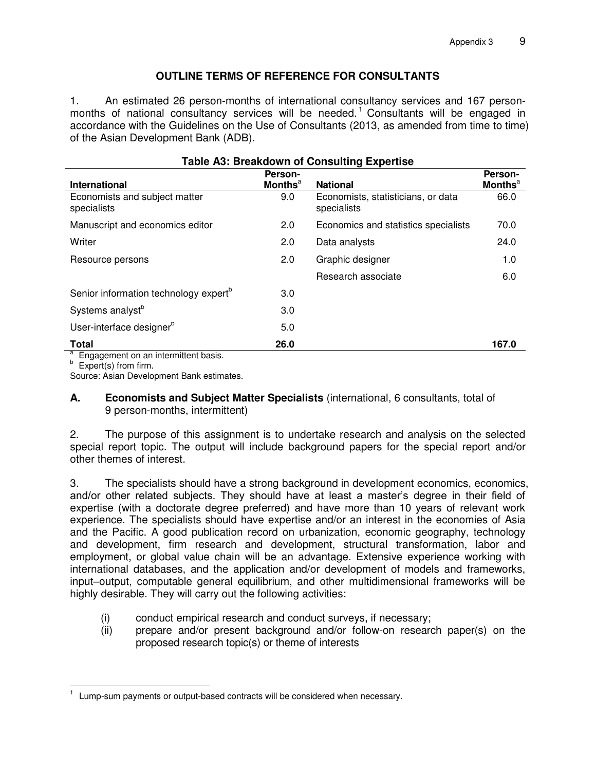# OUTLINE TERMS OF REFERENCE FOR CONSULTANTS

1. An estimated 26 person-months of international consultancy services and 167 person-months of national consultancy services will be needed.[1] Consultants will be engaged in accordance with the Guidelines on the Use of Consultants (2013, as amended from time to time) of the Asian Development Bank (ADB).

**Table A3: Breakdown of Consulting Expertise**

| International | Person-Months[a] | National | Person-Months[a] |
|---|---|---|---|
| Economists and subject matter specialists | 9.0 | Economists, statisticians, or data specialists | 66.0 |
| Manuscript and economics editor | 2.0 | Economics and statistics specialists | 70.0 |
| Writer | 2.0 | Data analysts | 24.0 |
| Resource persons | 2.0 | Graphic designer | 1.0 |
| | | Research associate | 6.0 |
| Senior information technology expert[b] | 3.0 | | |
| Systems analyst[b] | 3.0 | | |
| User-interface designer[b] | 5.0 | | |
| **Total** | **26.0** | | **167.0** |

[a] Engagement on an intermittent basis.
[b] Expert(s) from firm.
Source: Asian Development Bank estimates.

## A. Economists and Subject Matter Specialists (international, 6 consultants, total of 9 person-months, intermittent)

2. The purpose of this assignment is to undertake research and analysis on the selected special report topic. The output will include background papers for the special report and/or other themes of interest.

3. The specialists should have a strong background in development economics, economics, and/or other related subjects. They should have at least a master's degree in their field of expertise (with a doctorate degree preferred) and have more than 10 years of relevant work experience. The specialists should have expertise and/or an interest in the economies of Asia and the Pacific. A good publication record on urbanization, economic geography, technology and development, firm research and development, structural transformation, labor and employment, or global value chain will be an advantage. Extensive experience working with international databases, and the application and/or development of models and frameworks, input–output, computable general equilibrium, and other multidimensional frameworks will be highly desirable. They will carry out the following activities:

(i) conduct empirical research and conduct surveys, if necessary;
(ii) prepare and/or present background and/or follow-on research paper(s) on the proposed research topic(s) or theme of interests

[1] Lump-sum payments or output-based contracts will be considered when necessary.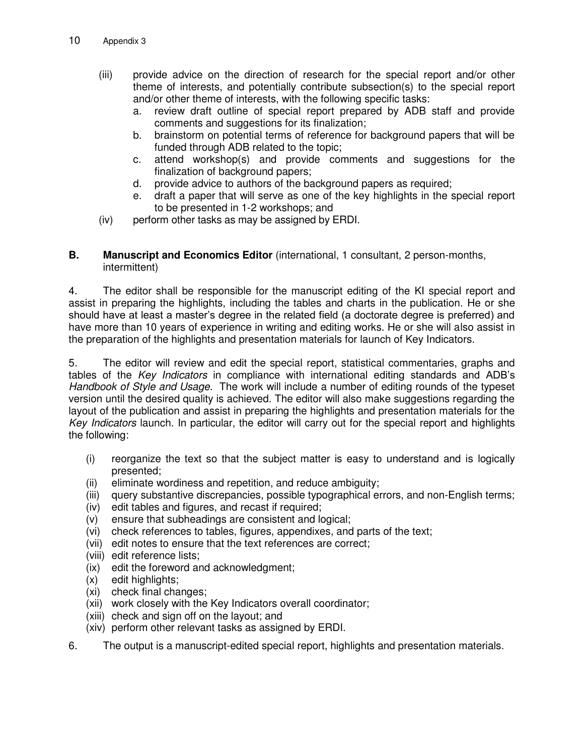(iii) provide advice on the direction of research for the special report and/or other theme of interests, and potentially contribute subsection(s) to the special report and/or other theme of interests, with the following specific tasks:
   a. review draft outline of special report prepared by ADB staff and provide comments and suggestions for its finalization;
   b. brainstorm on potential terms of reference for background papers that will be funded through ADB related to the topic;
   c. attend workshop(s) and provide comments and suggestions for the finalization of background papers;
   d. provide advice to authors of the background papers as required;
   e. draft a paper that will serve as one of the key highlights in the special report to be presented in 1-2 workshops; and

(iv) perform other tasks as may be assigned by ERDI.

## B. Manuscript and Economics Editor (international, 1 consultant, 2 person-months, intermittent)

4. The editor shall be responsible for the manuscript editing of the KI special report and assist in preparing the highlights, including the tables and charts in the publication. He or she should have at least a master's degree in the related field (a doctorate degree is preferred) and have more than 10 years of experience in writing and editing works. He or she will also assist in the preparation of the highlights and presentation materials for launch of Key Indicators.

5. The editor will review and edit the special report, statistical commentaries, graphs and tables of the *Key Indicators* in compliance with international editing standards and ADB's *Handbook of Style and Usage*. The work will include a number of editing rounds of the typeset version until the desired quality is achieved. The editor will also make suggestions regarding the layout of the publication and assist in preparing the highlights and presentation materials for the *Key Indicators* launch. In particular, the editor will carry out for the special report and highlights the following:

(i) reorganize the text so that the subject matter is easy to understand and is logically presented;
(ii) eliminate wordiness and repetition, and reduce ambiguity;
(iii) query substantive discrepancies, possible typographical errors, and non-English terms;
(iv) edit tables and figures, and recast if required;
(v) ensure that subheadings are consistent and logical;
(vi) check references to tables, figures, appendixes, and parts of the text;
(vii) edit notes to ensure that the text references are correct;
(viii) edit reference lists;
(ix) edit the foreword and acknowledgment;
(x) edit highlights;
(xi) check final changes;
(xii) work closely with the Key Indicators overall coordinator;
(xiii) check and sign off on the layout; and
(xiv) perform other relevant tasks as assigned by ERDI.

6. The output is a manuscript-edited special report, highlights and presentation materials.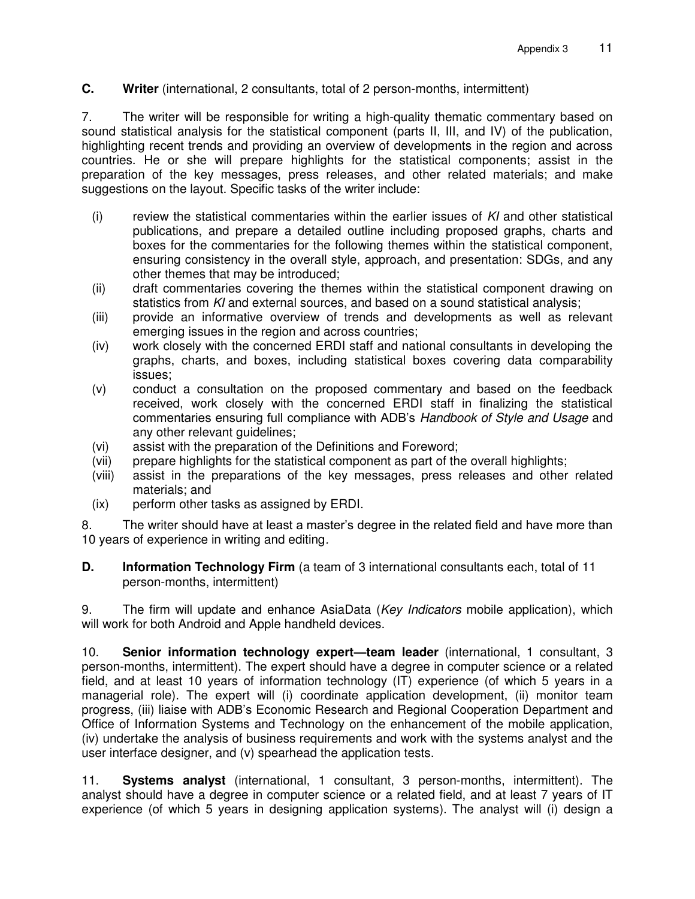**C. Writer** (international, 2 consultants, total of 2 person-months, intermittent)

7. The writer will be responsible for writing a high-quality thematic commentary based on sound statistical analysis for the statistical component (parts II, III, and IV) of the publication, highlighting recent trends and providing an overview of developments in the region and across countries. He or she will prepare highlights for the statistical components; assist in the preparation of the key messages, press releases, and other related materials; and make suggestions on the layout. Specific tasks of the writer include:

(i) review the statistical commentaries within the earlier issues of *KI* and other statistical publications, and prepare a detailed outline including proposed graphs, charts and boxes for the commentaries for the following themes within the statistical component, ensuring consistency in the overall style, approach, and presentation: SDGs, and any other themes that may be introduced;
(ii) draft commentaries covering the themes within the statistical component drawing on statistics from *KI* and external sources, and based on a sound statistical analysis;
(iii) provide an informative overview of trends and developments as well as relevant emerging issues in the region and across countries;
(iv) work closely with the concerned ERDI staff and national consultants in developing the graphs, charts, and boxes, including statistical boxes covering data comparability issues;
(v) conduct a consultation on the proposed commentary and based on the feedback received, work closely with the concerned ERDI staff in finalizing the statistical commentaries ensuring full compliance with ADB's *Handbook of Style and Usage* and any other relevant guidelines;
(vi) assist with the preparation of the Definitions and Foreword;
(vii) prepare highlights for the statistical component as part of the overall highlights;
(viii) assist in the preparations of the key messages, press releases and other related materials; and
(ix) perform other tasks as assigned by ERDI.

8. The writer should have at least a master's degree in the related field and have more than 10 years of experience in writing and editing.

**D. Information Technology Firm** (a team of 3 international consultants each, total of 11 person-months, intermittent)

9. The firm will update and enhance AsiaData (*Key Indicators* mobile application), which will work for both Android and Apple handheld devices.

10. **Senior information technology expert—team leader** (international, 1 consultant, 3 person-months, intermittent). The expert should have a degree in computer science or a related field, and at least 10 years of information technology (IT) experience (of which 5 years in a managerial role). The expert will (i) coordinate application development, (ii) monitor team progress, (iii) liaise with ADB's Economic Research and Regional Cooperation Department and Office of Information Systems and Technology on the enhancement of the mobile application, (iv) undertake the analysis of business requirements and work with the systems analyst and the user interface designer, and (v) spearhead the application tests.

11. **Systems analyst** (international, 1 consultant, 3 person-months, intermittent). The analyst should have a degree in computer science or a related field, and at least 7 years of IT experience (of which 5 years in designing application systems). The analyst will (i) design a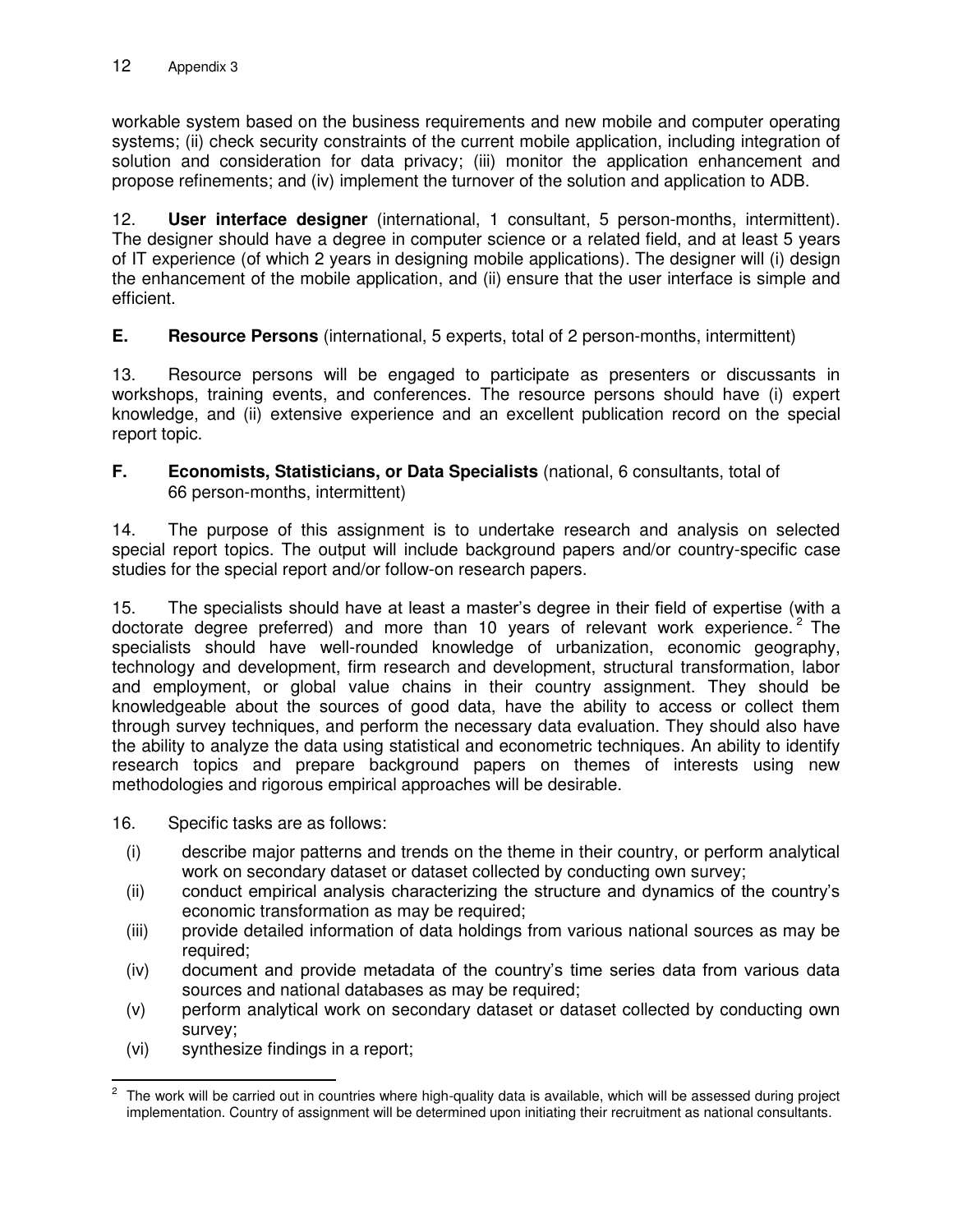workable system based on the business requirements and new mobile and computer operating systems; (ii) check security constraints of the current mobile application, including integration of solution and consideration for data privacy; (iii) monitor the application enhancement and propose refinements; and (iv) implement the turnover of the solution and application to ADB.

12. **User interface designer** (international, 1 consultant, 5 person-months, intermittent). The designer should have a degree in computer science or a related field, and at least 5 years of IT experience (of which 2 years in designing mobile applications). The designer will (i) design the enhancement of the mobile application, and (ii) ensure that the user interface is simple and efficient.

### E. Resource Persons (international, 5 experts, total of 2 person-months, intermittent)

13. Resource persons will be engaged to participate as presenters or discussants in workshops, training events, and conferences. The resource persons should have (i) expert knowledge, and (ii) extensive experience and an excellent publication record on the special report topic.

### F. Economists, Statisticians, or Data Specialists (national, 6 consultants, total of 66 person-months, intermittent)

14. The purpose of this assignment is to undertake research and analysis on selected special report topics. The output will include background papers and/or country-specific case studies for the special report and/or follow-on research papers.

15. The specialists should have at least a master's degree in their field of expertise (with a doctorate degree preferred) and more than 10 years of relevant work experience.[2] The specialists should have well-rounded knowledge of urbanization, economic geography, technology and development, firm research and development, structural transformation, labor and employment, or global value chains in their country assignment. They should be knowledgeable about the sources of good data, have the ability to access or collect them through survey techniques, and perform the necessary data evaluation. They should also have the ability to analyze the data using statistical and econometric techniques. An ability to identify research topics and prepare background papers on themes of interests using new methodologies and rigorous empirical approaches will be desirable.

16. Specific tasks are as follows:

(i) describe major patterns and trends on the theme in their country, or perform analytical work on secondary dataset or dataset collected by conducting own survey;
(ii) conduct empirical analysis characterizing the structure and dynamics of the country's economic transformation as may be required;
(iii) provide detailed information of data holdings from various national sources as may be required;
(iv) document and provide metadata of the country's time series data from various data sources and national databases as may be required;
(v) perform analytical work on secondary dataset or dataset collected by conducting own survey;
(vi) synthesize findings in a report;

---

[2] The work will be carried out in countries where high-quality data is available, which will be assessed during project implementation. Country of assignment will be determined upon initiating their recruitment as national consultants.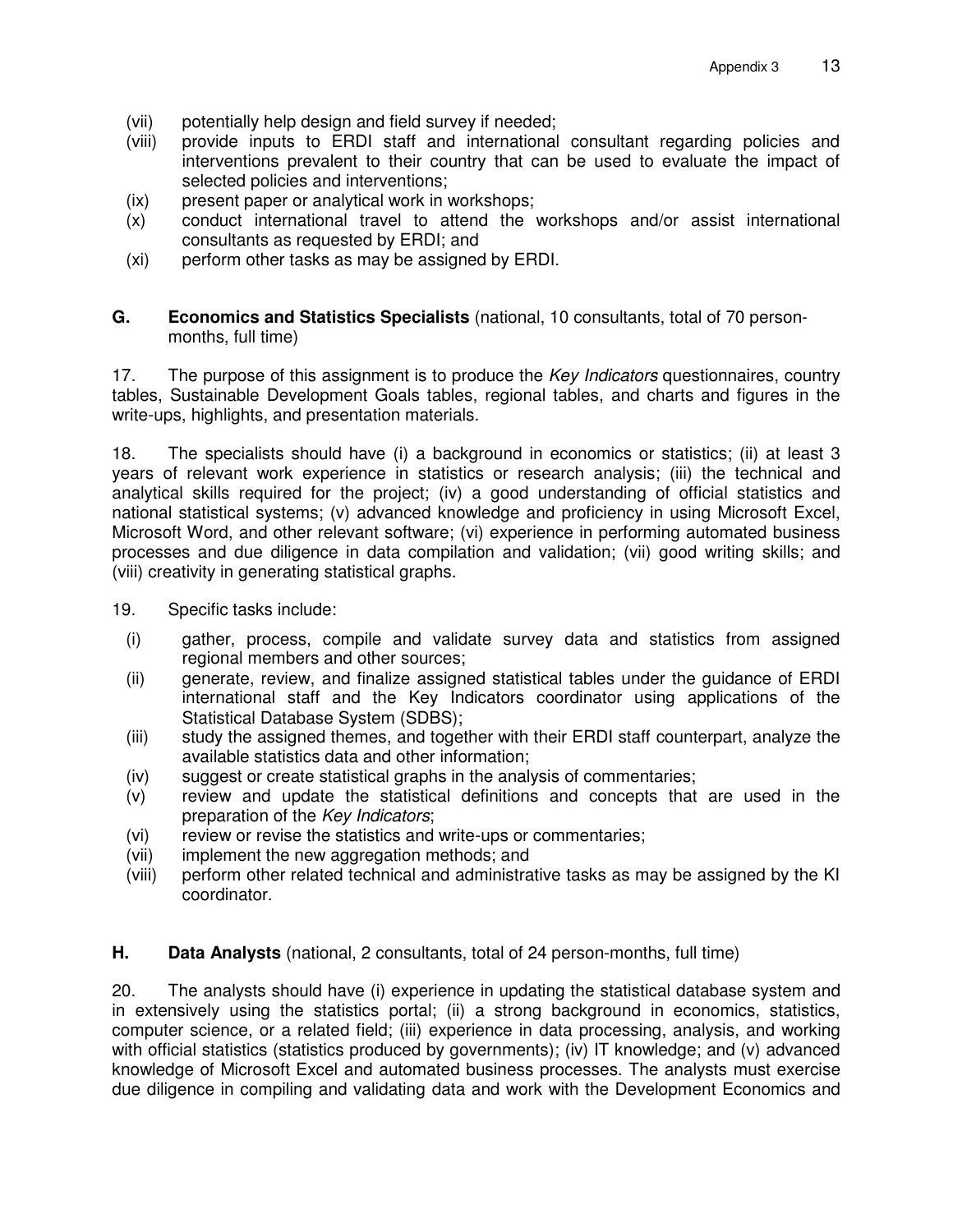(vii) potentially help design and field survey if needed;

(viii) provide inputs to ERDI staff and international consultant regarding policies and interventions prevalent to their country that can be used to evaluate the impact of selected policies and interventions;

(ix) present paper or analytical work in workshops;

(x) conduct international travel to attend the workshops and/or assist international consultants as requested by ERDI; and

(xi) perform other tasks as may be assigned by ERDI.

**G. Economics and Statistics Specialists** (national, 10 consultants, total of 70 person-months, full time)

17. The purpose of this assignment is to produce the *Key Indicators* questionnaires, country tables, Sustainable Development Goals tables, regional tables, and charts and figures in the write-ups, highlights, and presentation materials.

18. The specialists should have (i) a background in economics or statistics; (ii) at least 3 years of relevant work experience in statistics or research analysis; (iii) the technical and analytical skills required for the project; (iv) a good understanding of official statistics and national statistical systems; (v) advanced knowledge and proficiency in using Microsoft Excel, Microsoft Word, and other relevant software; (vi) experience in performing automated business processes and due diligence in data compilation and validation; (vii) good writing skills; and (viii) creativity in generating statistical graphs.

19. Specific tasks include:

(i) gather, process, compile and validate survey data and statistics from assigned regional members and other sources;

(ii) generate, review, and finalize assigned statistical tables under the guidance of ERDI international staff and the Key Indicators coordinator using applications of the Statistical Database System (SDBS);

(iii) study the assigned themes, and together with their ERDI staff counterpart, analyze the available statistics data and other information;

(iv) suggest or create statistical graphs in the analysis of commentaries;

(v) review and update the statistical definitions and concepts that are used in the preparation of the *Key Indicators*;

(vi) review or revise the statistics and write-ups or commentaries;

(vii) implement the new aggregation methods; and

(viii) perform other related technical and administrative tasks as may be assigned by the KI coordinator.

**H. Data Analysts** (national, 2 consultants, total of 24 person-months, full time)

20. The analysts should have (i) experience in updating the statistical database system and in extensively using the statistics portal; (ii) a strong background in economics, statistics, computer science, or a related field; (iii) experience in data processing, analysis, and working with official statistics (statistics produced by governments); (iv) IT knowledge; and (v) advanced knowledge of Microsoft Excel and automated business processes. The analysts must exercise due diligence in compiling and validating data and work with the Development Economics and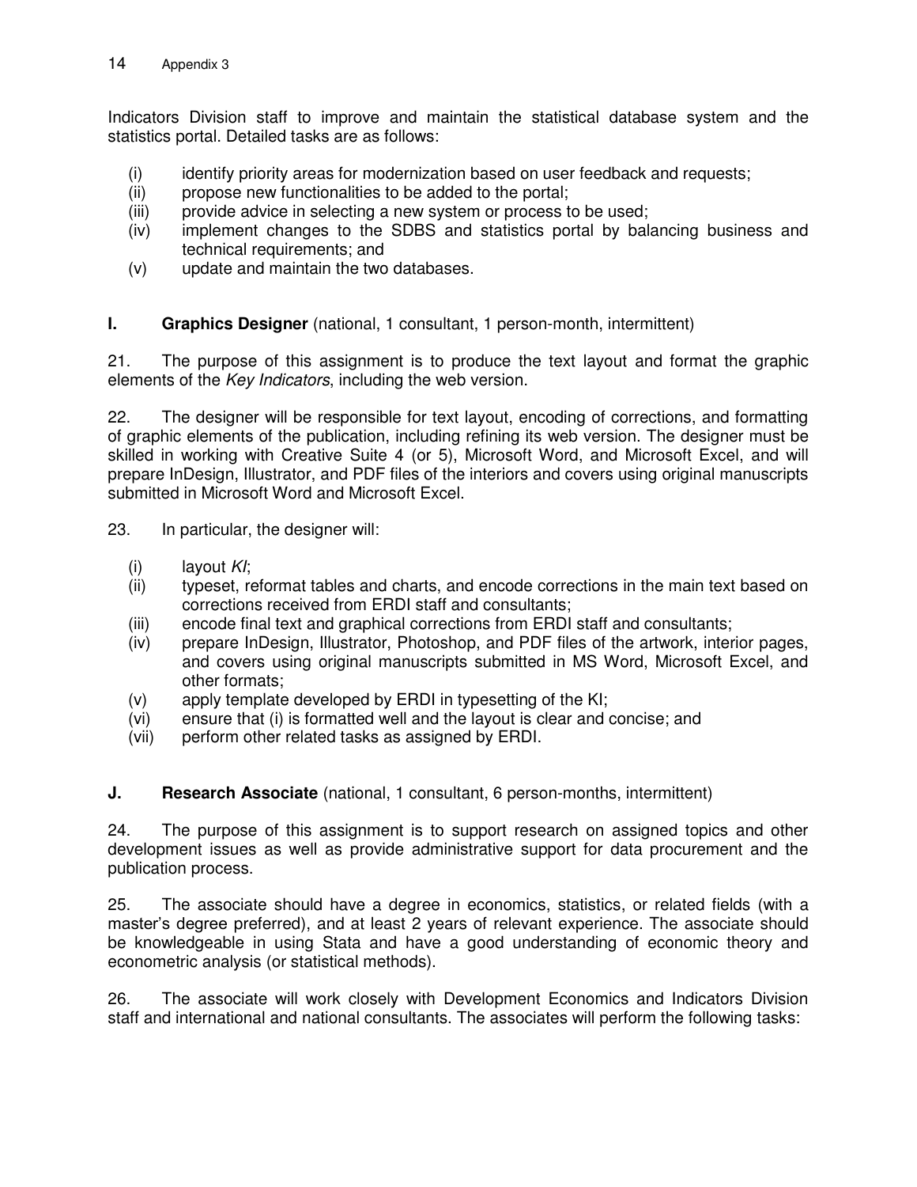Indicators Division staff to improve and maintain the statistical database system and the statistics portal. Detailed tasks are as follows:

(i) identify priority areas for modernization based on user feedback and requests;
(ii) propose new functionalities to be added to the portal;
(iii) provide advice in selecting a new system or process to be used;
(iv) implement changes to the SDBS and statistics portal by balancing business and technical requirements; and
(v) update and maintain the two databases.

### I. **Graphics Designer** (national, 1 consultant, 1 person-month, intermittent)

21. The purpose of this assignment is to produce the text layout and format the graphic elements of the *Key Indicators*, including the web version.

22. The designer will be responsible for text layout, encoding of corrections, and formatting of graphic elements of the publication, including refining its web version. The designer must be skilled in working with Creative Suite 4 (or 5), Microsoft Word, and Microsoft Excel, and will prepare InDesign, Illustrator, and PDF files of the interiors and covers using original manuscripts submitted in Microsoft Word and Microsoft Excel.

23. In particular, the designer will:

(i) layout *KI*;
(ii) typeset, reformat tables and charts, and encode corrections in the main text based on corrections received from ERDI staff and consultants;
(iii) encode final text and graphical corrections from ERDI staff and consultants;
(iv) prepare InDesign, Illustrator, Photoshop, and PDF files of the artwork, interior pages, and covers using original manuscripts submitted in MS Word, Microsoft Excel, and other formats;
(v) apply template developed by ERDI in typesetting of the KI;
(vi) ensure that (i) is formatted well and the layout is clear and concise; and
(vii) perform other related tasks as assigned by ERDI.

### J. **Research Associate** (national, 1 consultant, 6 person-months, intermittent)

24. The purpose of this assignment is to support research on assigned topics and other development issues as well as provide administrative support for data procurement and the publication process.

25. The associate should have a degree in economics, statistics, or related fields (with a master's degree preferred), and at least 2 years of relevant experience. The associate should be knowledgeable in using Stata and have a good understanding of economic theory and econometric analysis (or statistical methods).

26. The associate will work closely with Development Economics and Indicators Division staff and international and national consultants. The associates will perform the following tasks: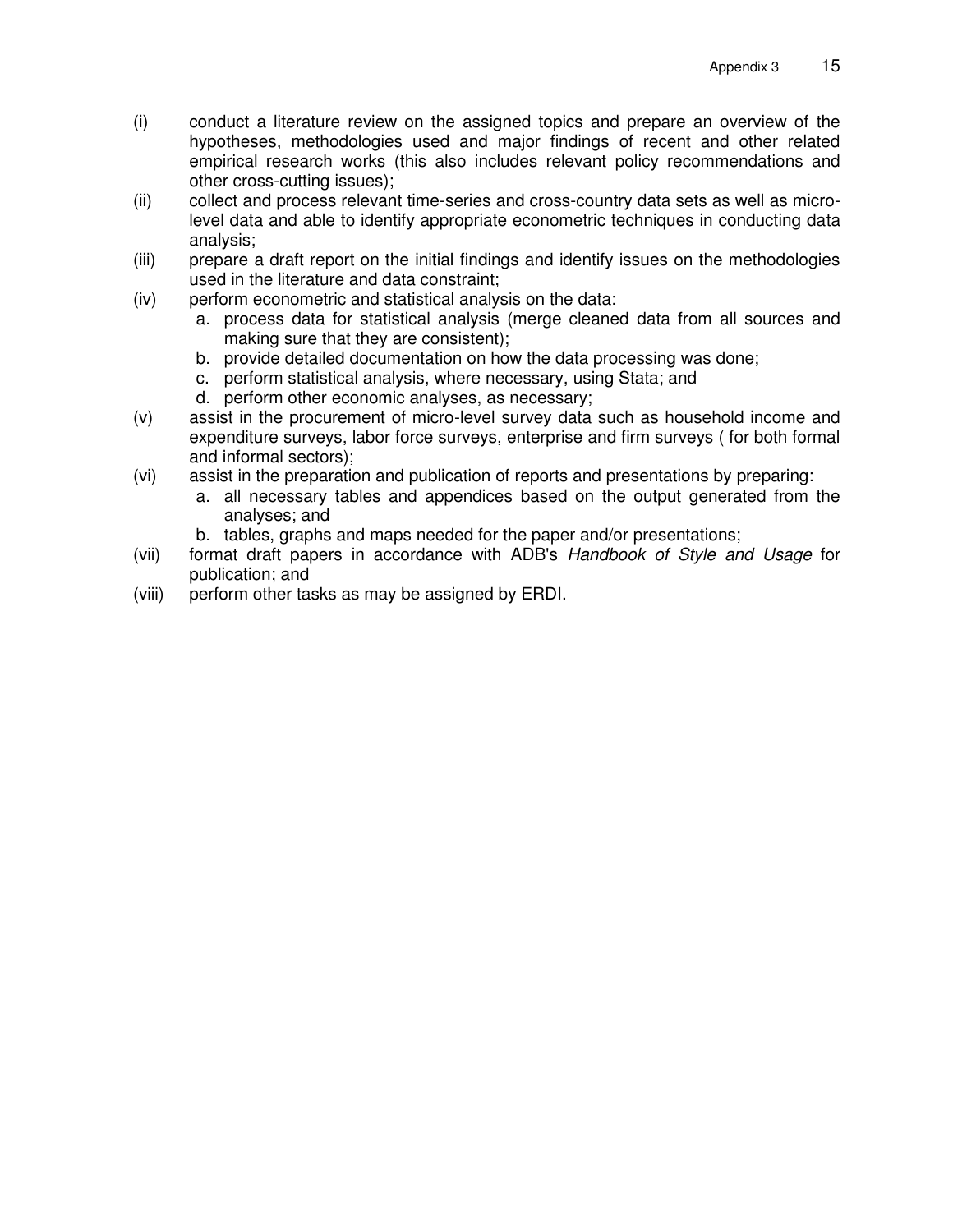(i) conduct a literature review on the assigned topics and prepare an overview of the hypotheses, methodologies used and major findings of recent and other related empirical research works (this also includes relevant policy recommendations and other cross-cutting issues);

(ii) collect and process relevant time-series and cross-country data sets as well as micro-level data and able to identify appropriate econometric techniques in conducting data analysis;

(iii) prepare a draft report on the initial findings and identify issues on the methodologies used in the literature and data constraint;

(iv) perform econometric and statistical analysis on the data:
   a. process data for statistical analysis (merge cleaned data from all sources and making sure that they are consistent);
   b. provide detailed documentation on how the data processing was done;
   c. perform statistical analysis, where necessary, using Stata; and
   d. perform other economic analyses, as necessary;

(v) assist in the procurement of micro-level survey data such as household income and expenditure surveys, labor force surveys, enterprise and firm surveys ( for both formal and informal sectors);

(vi) assist in the preparation and publication of reports and presentations by preparing:
   a. all necessary tables and appendices based on the output generated from the analyses; and
   b. tables, graphs and maps needed for the paper and/or presentations;

(vii) format draft papers in accordance with ADB's *Handbook of Style and Usage* for publication; and

(viii) perform other tasks as may be assigned by ERDI.